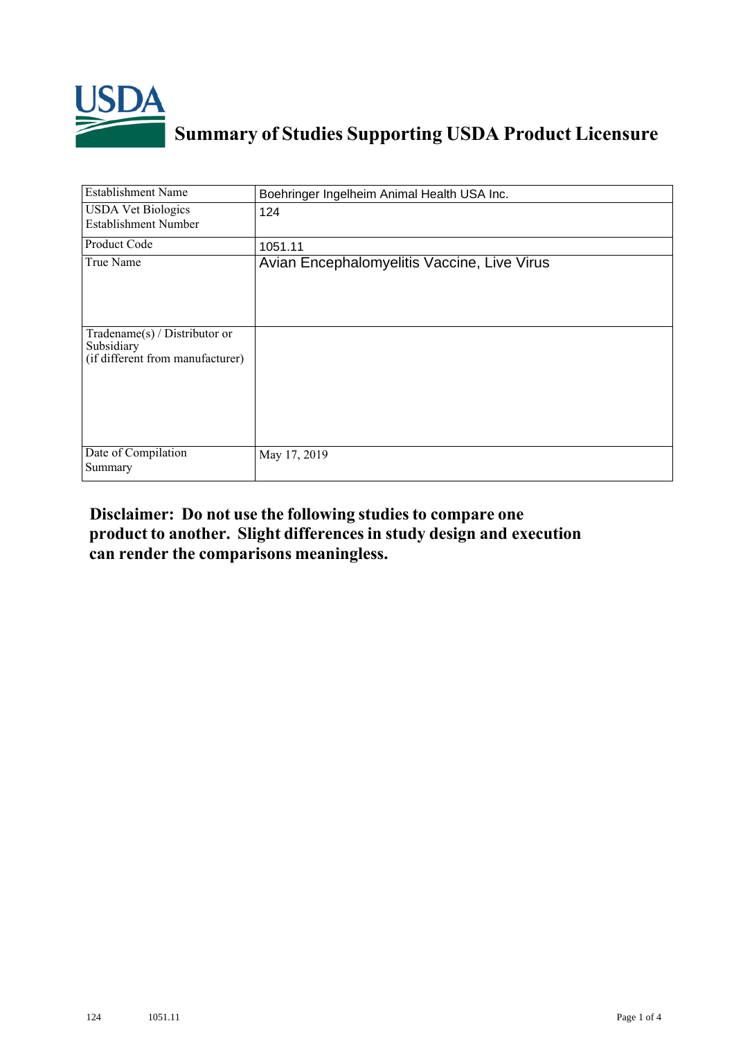# Summary of Studies Supporting USDA Product Licensure

| | |
|---|---|
| Establishment Name | Boehringer Ingelheim Animal Health USA Inc. |
| USDA Vet Biologics Establishment Number | 124 |
| Product Code | 1051.11 |
| True Name | Avian Encephalomyelitis Vaccine, Live Virus |
| Tradename(s) / Distributor or Subsidiary (if different from manufacturer) | |
| Date of Compilation Summary | May 17, 2019 |

**Disclaimer: Do not use the following studies to compare one product to another. Slight differences in study design and execution can render the comparisons meaningless.**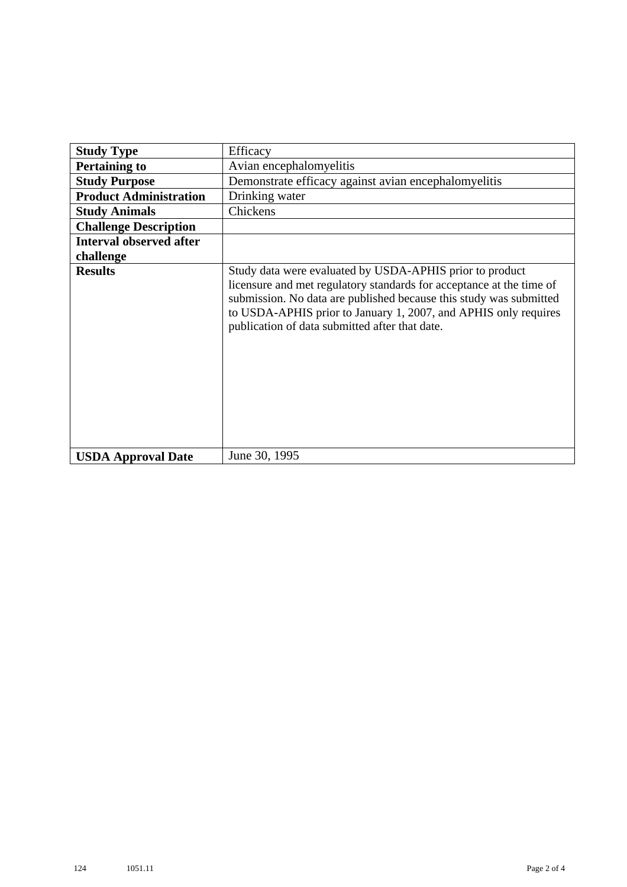| | |
|---|---|
| **Study Type** | Efficacy |
| **Pertaining to** | Avian encephalomyelitis |
| **Study Purpose** | Demonstrate efficacy against avian encephalomyelitis |
| **Product Administration** | Drinking water |
| **Study Animals** | Chickens |
| **Challenge Description** | |
| **Interval observed after challenge** | |
| **Results** | Study data were evaluated by USDA-APHIS prior to product licensure and met regulatory standards for acceptance at the time of submission. No data are published because this study was submitted to USDA-APHIS prior to January 1, 2007, and APHIS only requires publication of data submitted after that date. |
| **USDA Approval Date** | June 30, 1995 |

124 1051.11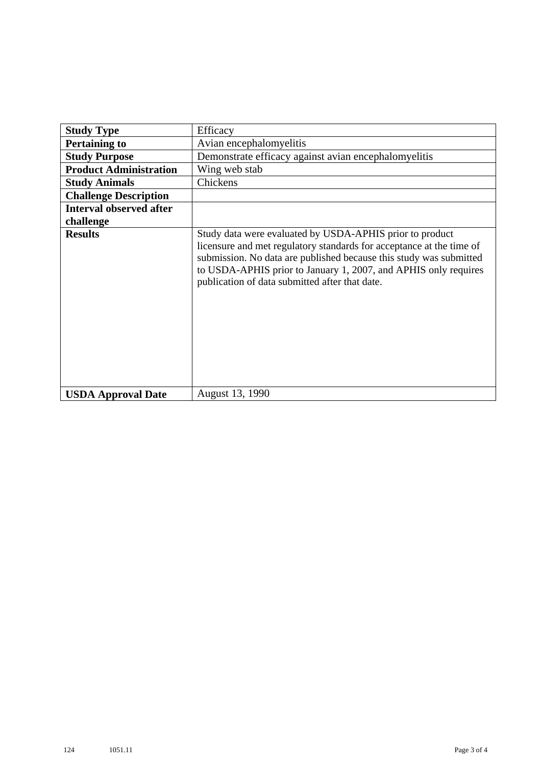| | |
|---|---|
| **Study Type** | Efficacy |
| **Pertaining to** | Avian encephalomyelitis |
| **Study Purpose** | Demonstrate efficacy against avian encephalomyelitis |
| **Product Administration** | Wing web stab |
| **Study Animals** | Chickens |
| **Challenge Description** | |
| **Interval observed after challenge** | |
| **Results** | Study data were evaluated by USDA-APHIS prior to product licensure and met regulatory standards for acceptance at the time of submission. No data are published because this study was submitted to USDA-APHIS prior to January 1, 2007, and APHIS only requires publication of data submitted after that date. |
| **USDA Approval Date** | August 13, 1990 |

124 1051.11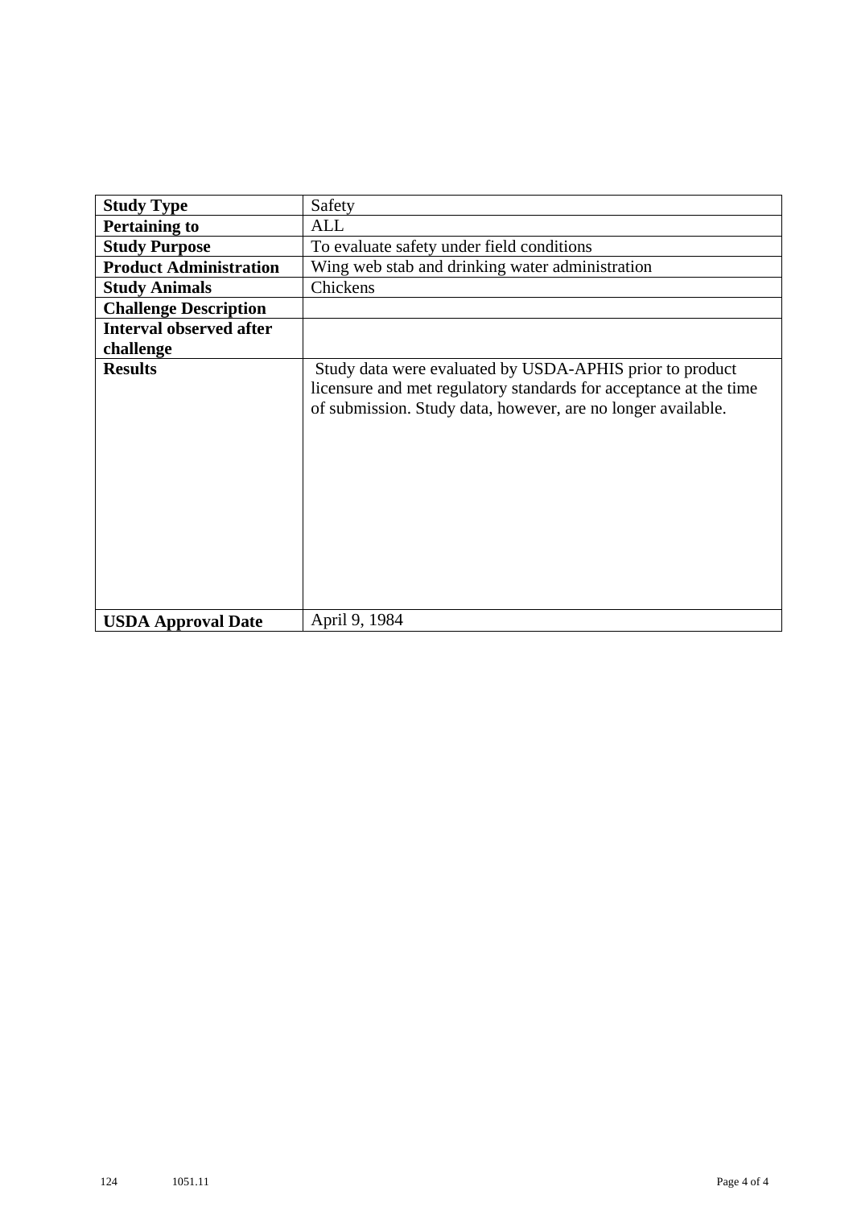| | |
|---|---|
| **Study Type** | Safety |
| **Pertaining to** | ALL |
| **Study Purpose** | To evaluate safety under field conditions |
| **Product Administration** | Wing web stab and drinking water administration |
| **Study Animals** | Chickens |
| **Challenge Description** | |
| **Interval observed after challenge** | |
| **Results** | Study data were evaluated by USDA-APHIS prior to product licensure and met regulatory standards for acceptance at the time of submission. Study data, however, are no longer available. |
| **USDA Approval Date** | April 9, 1984 |